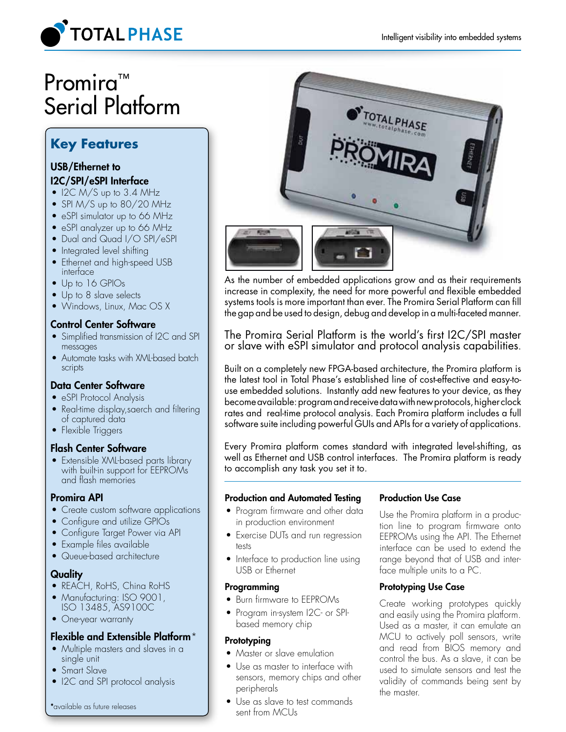# Promira™ Serial Platform

## Key Features

### USB/Ethernet to I2C/SPI/eSPI Interface

- I2C M/S up to 3.4 MHz
- SPI M/S up to 80/20 MHz
- eSPI simulator up to 66 MHz
- eSPI analyzer up to 66 MHz
- Dual and Quad I/O SPI/eSPI
- Integrated level shifting
- Ethernet and high-speed USB interface
- Up to 16 GPIOs
- Up to 8 slave selects
- Windows, Linux, Mac OS X

### Control Center Software

- Simplified transmission of I2C and SPI messages
- Automate tasks with XML-based batch scripts

### Data Center Software

- eSPI Protocol Analysis
- Real-time display,saerch and filtering of captured data
- Flexible Triggers

### Flash Center Software

- Extensible XML-based parts library with built-in support for EEPROMs and flash memories

### Promira API

- Create custom software applications
- Configure and utilize GPIOs
- Configure Target Power via API
- Example files available
- Queue-based architecture

### Quality

- REACH, RoHS, China RoHS
- Manufacturing: ISO 9001, ISO 13485, AS9100C
- One-year warranty

### Flexible and Extensible Platform*

- Multiple masters and slaves in a single unit
- Smart Slave
- I2C and SPI protocol analysis

*available as future releases

As the number of embedded applications grow and as their requirements increase in complexity, the need for more powerful and flexible embedded systems tools is more important than ever. The Promira Serial Platform can fill the gap and be used to design, debug and develop in a multi-faceted manner.

The Promira Serial Platform is the world's first I2C/SPI master or slave with eSPI simulator and protocol analysis capabilities.

Built on a completely new FPGA-based architecture, the Promira platform is the latest tool in Total Phase's established line of cost-effective and easy-to-use embedded solutions. Instantly add new features to your device, as they become available: program and receive data with new protocols, higher clock rates and real-time protocol analysis. Each Promira platform includes a full software suite including powerful GUIs and APIs for a variety of applications.

Every Promira platform comes standard with integrated level-shifting, as well as Ethernet and USB control interfaces. The Promira platform is ready to accomplish any task you set it to.

### Production and Automated Testing

- Program firmware and other data in production environment
- Exercise DUTs and run regression tests
- Interface to production line using USB or Ethernet

### Programming

- Burn firmware to EEPROMs
- Program in-system I2C- or SPI-based memory chip

### Prototyping

- Master or slave emulation
- Use as master to interface with sensors, memory chips and other peripherals
- Use as slave to test commands sent from MCUs

### Production Use Case

Use the Promira platform in a production line to program firmware onto EEPROMs using the API. The Ethernet interface can be used to extend the range beyond that of USB and interface multiple units to a PC.

### Prototyping Use Case

Create working prototypes quickly and easily using the Promira platform. Used as a master, it can emulate an MCU to actively poll sensors, write and read from BIOS memory and control the bus. As a slave, it can be used to simulate sensors and test the validity of commands being sent by the master.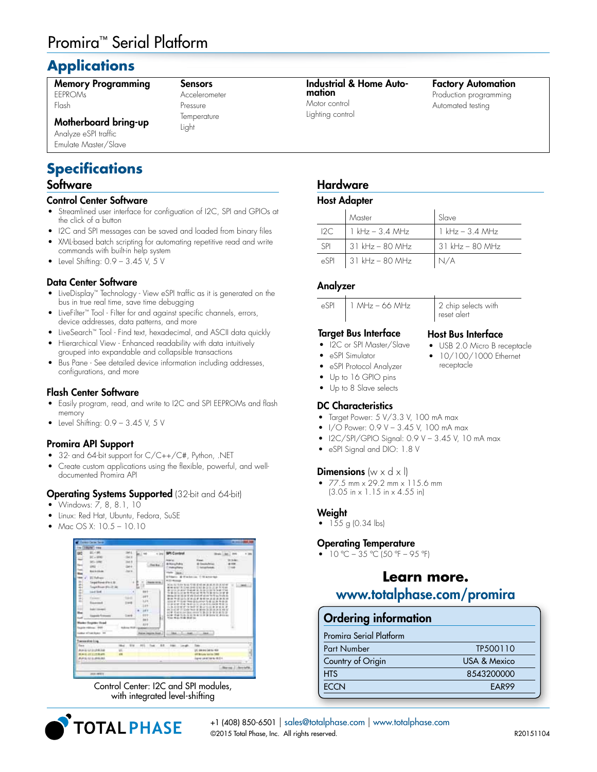# Promira™ Serial Platform

## Applications

| Memory Programming | Sensors | Industrial & Home Automation | Factory Automation |
|---|---|---|---|
| EEPROMs<br>Flash | Accelerometer<br>Pressure<br>Temperature<br>Light | Motor control<br>Lighting control | Production programming<br>Automated testing |
| **Motherboard bring-up**<br>Analyze eSPI traffic<br>Emulate Master/Slave | | | |

## Specifications

### Software

#### Control Center Software

- Streamlined user interface for configuation of I2C, SPI and GPIOs at the click of a button
- I2C and SPI messages can be saved and loaded from binary files
- XML-based batch scripting for automating repetitive read and write commands with built-in help system
- Level Shifting: 0.9 – 3.45 V, 5 V

#### Data Center Software

- LiveDisplay™ Technology - View eSPI traffic as it is generated on the bus in true real time, save time debugging
- LiveFilter™ Tool - Filter for and against specific channels, errors, device addresses, data patterns, and more
- LiveSearch™ Tool - Find text, hexadecimal, and ASCII data quickly
- Hierarchical View - Enhanced readability with data intuitively grouped into expandable and collapsible transactions
- Bus Pane - See detailed device information including addresses, configurations, and more

#### Flash Center Software

- Easily program, read, and write to I2C and SPI EEPROMs and flash memory
- Level Shifting: 0.9 – 3.45 V, 5 V

#### Promira API Support

- 32- and 64-bit support for C/C++/C#, Python, .NET
- Create custom applications using the flexible, powerful, and well-documented Promira API

#### Operating Systems Supported (32-bit and 64-bit)

- Windows: 7, 8, 8.1, 10
- Linux: Red Hat, Ubuntu, Fedora, SuSE
- Mac OS X: 10.5 – 10.10

Control Center: I2C and SPI modules, with integrated level-shifting

### Hardware

#### Host Adapter

| | Master | Slave |
|---|---|---|
| I2C | 1 kHz – 3.4 MHz | 1 kHz – 3.4 MHz |
| SPI | 31 kHz – 80 MHz | 31 kHz – 80 MHz |
| eSPI | 31 kHz – 80 MHz | N/A |

#### Analyzer

| | | |
|---|---|---|
| eSPI | 1 MHz – 66 MHz | 2 chip selects with reset alert |

#### Target Bus Interface

- I2C or SPI Master/Slave
- eSPI Simulator
- eSPI Protocol Analyzer
- Up to 16 GPIO pins
- Up to 8 Slave selects

#### Host Bus Interface

- USB 2.0 Micro B receptacle
- 10/100/1000 Ethernet receptacle

#### DC Characteristics

- Target Power: 5 V/3.3 V, 100 mA max
- I/O Power: 0.9 V – 3.45 V, 100 mA max
- I2C/SPI/GPIO Signal: 0.9 V – 3.45 V, 10 mA max
- eSPI Signal and DIO: 1.8 V

#### Dimensions (w x d x l)

- 77.5 mm x 29.2 mm x 115.6 mm (3.05 in x 1.15 in x 4.55 in)

#### Weight

- 155 g (0.34 lbs)

#### Operating Temperature

- 10 °C – 35 °C (50 °F – 95 °F)

**Learn more.**
**www.totalphase.com/promira**

#### Ordering information

| Promira Serial Platform | |
|---|---|
| Part Number | TP500110 |
| Country of Origin | USA & Mexico |
| HTS | 8543200000 |
| ECCN | EAR99 |

TOTAL PHASE

+1 (408) 850-6501 | sales@totalphase.com | www.totalphase.com
©2015 Total Phase, Inc. All rights reserved.

R20151104